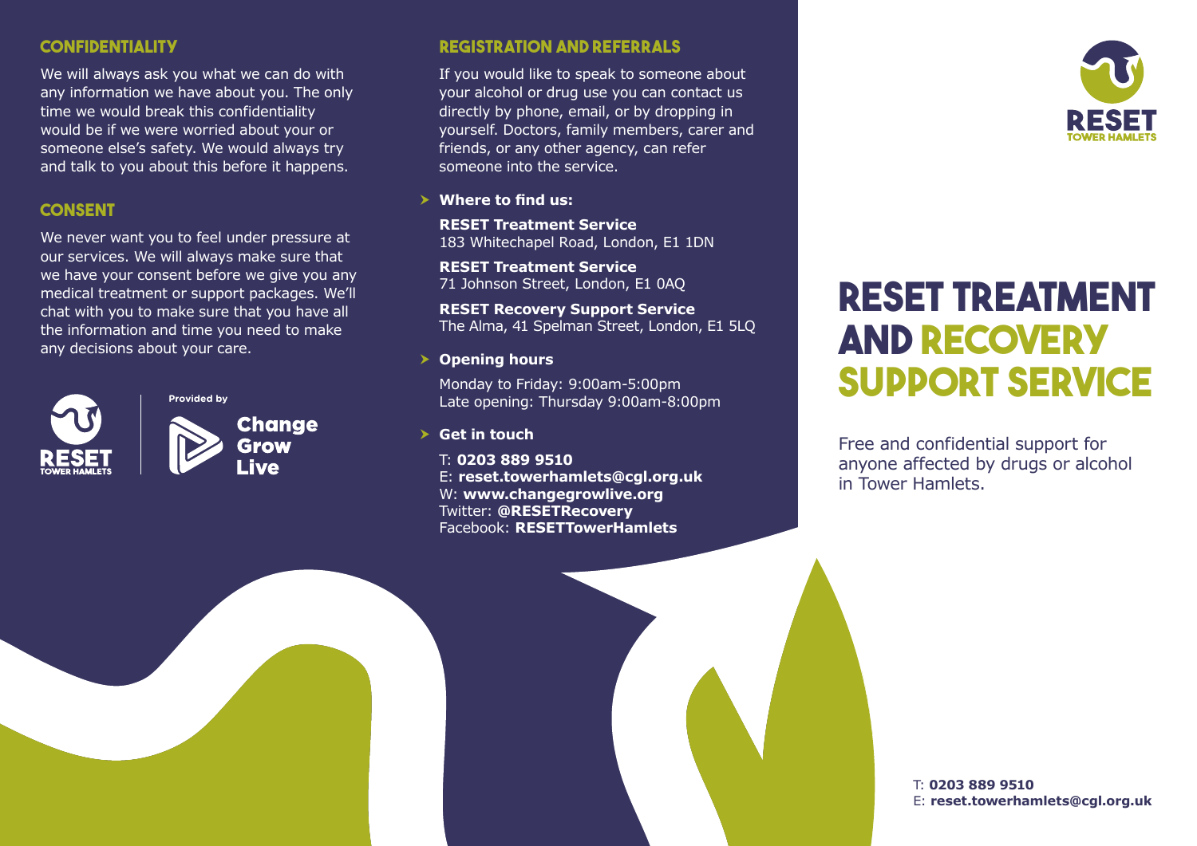## CONFIDENTIALITY

We will always ask you what we can do with any information we have about you. The only time we would break this confidentiality would be if we were worried about your or someone else's safety. We would always try and talk to you about this before it happens.

## CONSENT

We never want you to feel under pressure at our services. We will always make sure that we have your consent before we give you any medical treatment or support packages. We'll chat with you to make sure that you have all the information and time you need to make any decisions about your care.

RESET TOWER HAMLETS

Provided by

Change Grow Live

## REGISTRATION AND REFERRALS

If you would like to speak to someone about your alcohol or drug use you can contact us directly by phone, email, or by dropping in yourself. Doctors, family members, carer and friends, or any other agency, can refer someone into the service.

- **Where to find us:**

  **RESET Treatment Service**
  183 Whitechapel Road, London, E1 1DN

  **RESET Treatment Service**
  71 Johnson Street, London, E1 0AQ

  **RESET Recovery Support Service**
  The Alma, 41 Spelman Street, London, E1 5LQ

- **Opening hours**

  Monday to Friday: 9:00am-5:00pm
  Late opening: Thursday 9:00am-8:00pm

- **Get in touch**

  T: **0203 889 9510**
  E: **reset.towerhamlets@cgl.org.uk**
  W: **www.changegrowlive.org**
  Twitter: **@RESETRecovery**
  Facebook: **RESETTowerHamlets**

RESET TOWER HAMLETS

# RESET TREATMENT AND RECOVERY SUPPORT SERVICE

Free and confidential support for anyone affected by drugs or alcohol in Tower Hamlets.

T: **0203 889 9510**
E: **reset.towerhamlets@cgl.org.uk**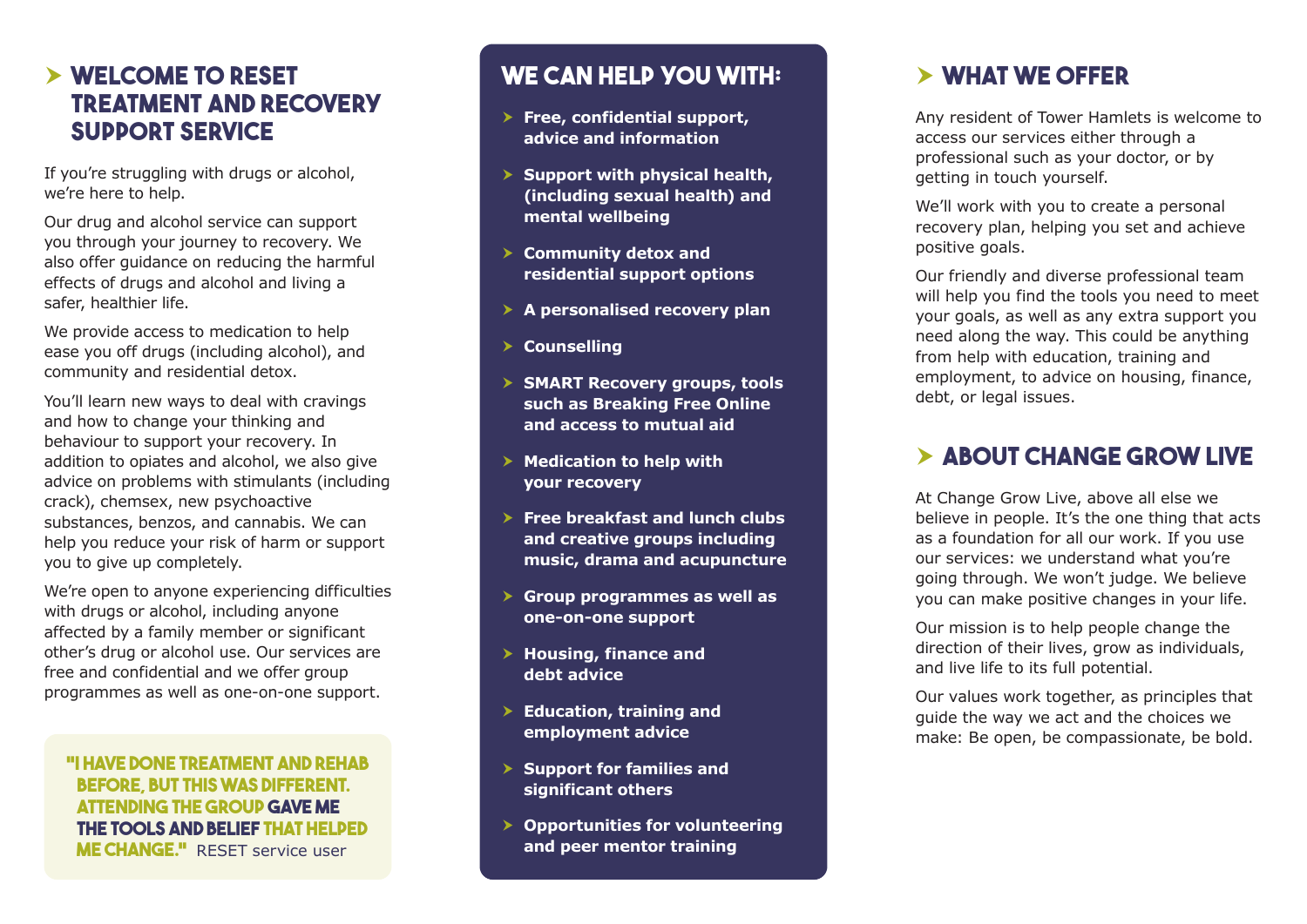## Welcome to RESET Treatment and Recovery Support Service

If you're struggling with drugs or alcohol, we're here to help.

Our drug and alcohol service can support you through your journey to recovery. We also offer guidance on reducing the harmful effects of drugs and alcohol and living a safer, healthier life.

We provide access to medication to help ease you off drugs (including alcohol), and community and residential detox.

You'll learn new ways to deal with cravings and how to change your thinking and behaviour to support your recovery. In addition to opiates and alcohol, we also give advice on problems with stimulants (including crack), chemsex, new psychoactive substances, benzos, and cannabis. We can help you reduce your risk of harm or support you to give up completely.

We're open to anyone experiencing difficulties with drugs or alcohol, including anyone affected by a family member or significant other's drug or alcohol use. Our services are free and confidential and we offer group programmes as well as one-on-one support.

> **"I have done treatment and rehab before, but this was different. Attending the group gave me the tools and belief that helped me change."** RESET service user

## We can help you with:

- **Free, confidential support, advice and information**
- **Support with physical health, (including sexual health) and mental wellbeing**
- **Community detox and residential support options**
- **A personalised recovery plan**
- **Counselling**
- **SMART Recovery groups, tools such as Breaking Free Online and access to mutual aid**
- **Medication to help with your recovery**
- **Free breakfast and lunch clubs and creative groups including music, drama and acupuncture**
- **Group programmes as well as one-on-one support**
- **Housing, finance and debt advice**
- **Education, training and employment advice**
- **Support for families and significant others**
- **Opportunities for volunteering and peer mentor training**

## What we offer

Any resident of Tower Hamlets is welcome to access our services either through a professional such as your doctor, or by getting in touch yourself.

We'll work with you to create a personal recovery plan, helping you set and achieve positive goals.

Our friendly and diverse professional team will help you find the tools you need to meet your goals, as well as any extra support you need along the way. This could be anything from help with education, training and employment, to advice on housing, finance, debt, or legal issues.

## About Change Grow Live

At Change Grow Live, above all else we believe in people. It's the one thing that acts as a foundation for all our work. If you use our services: we understand what you're going through. We won't judge. We believe you can make positive changes in your life.

Our mission is to help people change the direction of their lives, grow as individuals, and live life to its full potential.

Our values work together, as principles that guide the way we act and the choices we make: Be open, be compassionate, be bold.